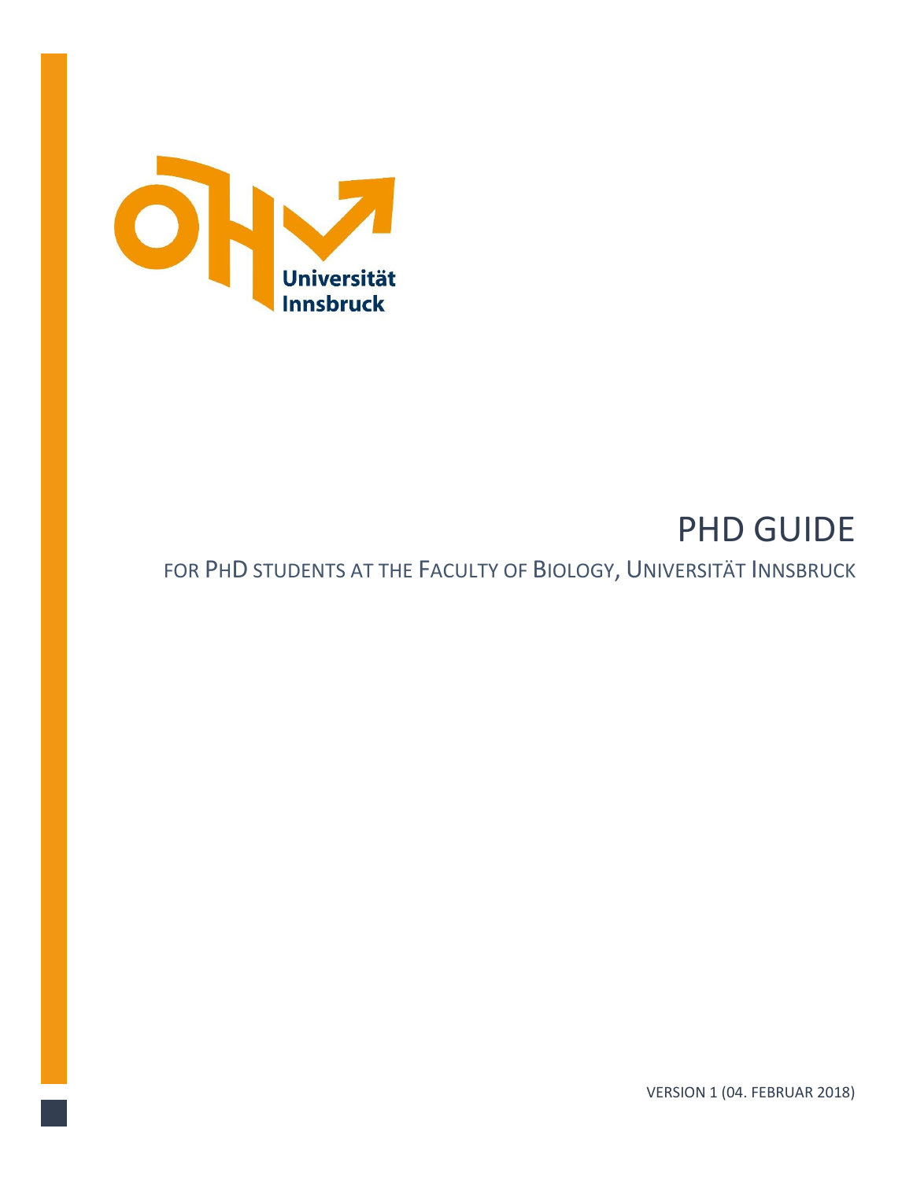Universität Innsbruck

# PHD GUIDE

## FOR PHD STUDENTS AT THE FACULTY OF BIOLOGY, UNIVERSITÄT INNSBRUCK

VERSION 1 (04. FEBRUAR 2018)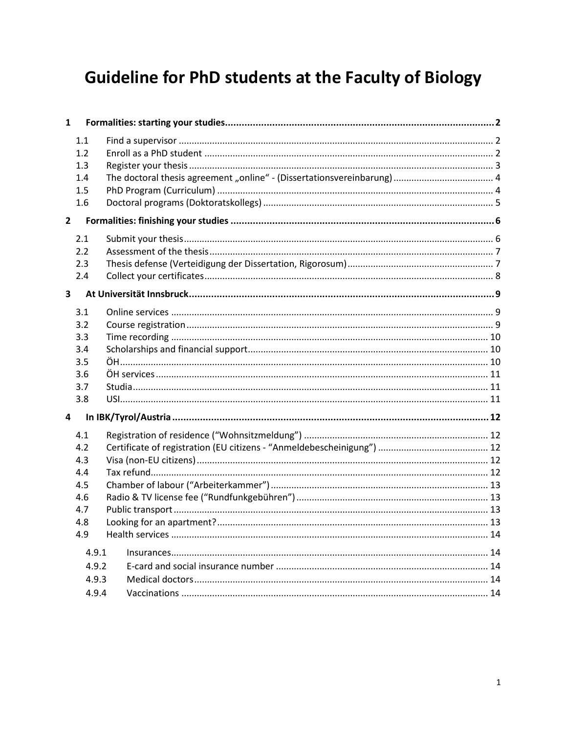# Guideline for PhD students at the Faculty of Biology

- **1 Formalities: starting your studies** — 2
  - 1.1 Find a supervisor — 2
  - 1.2 Enroll as a PhD student — 2
  - 1.3 Register your thesis — 3
  - 1.4 The doctoral thesis agreement „online“ - (Dissertationsvereinbarung) — 4
  - 1.5 PhD Program (Curriculum) — 4
  - 1.6 Doctoral programs (Doktoratskollegs) — 5
- **2 Formalities: finishing your studies** — 6
  - 2.1 Submit your thesis — 6
  - 2.2 Assessment of the thesis — 7
  - 2.3 Thesis defense (Verteidigung der Dissertation, Rigorosum) — 7
  - 2.4 Collect your certificates — 8
- **3 At Universität Innsbruck** — 9
  - 3.1 Online services — 9
  - 3.2 Course registration — 9
  - 3.3 Time recording — 10
  - 3.4 Scholarships and financial support — 10
  - 3.5 ÖH — 10
  - 3.6 ÖH services — 11
  - 3.7 Studia — 11
  - 3.8 USI — 11
- **4 In IBK/Tyrol/Austria** — 12
  - 4.1 Registration of residence (“Wohnsitzmeldung”) — 12
  - 4.2 Certificate of registration (EU citizens - “Anmeldebescheinigung”) — 12
  - 4.3 Visa (non-EU citizens) — 12
  - 4.4 Tax refund — 12
  - 4.5 Chamber of labour (“Arbeiterkammer”) — 13
  - 4.6 Radio & TV license fee (“Rundfunkgebühren”) — 13
  - 4.7 Public transport — 13
  - 4.8 Looking for an apartment? — 13
  - 4.9 Health services — 14
    - 4.9.1 Insurances — 14
    - 4.9.2 E-card and social insurance number — 14
    - 4.9.3 Medical doctors — 14
    - 4.9.4 Vaccinations — 14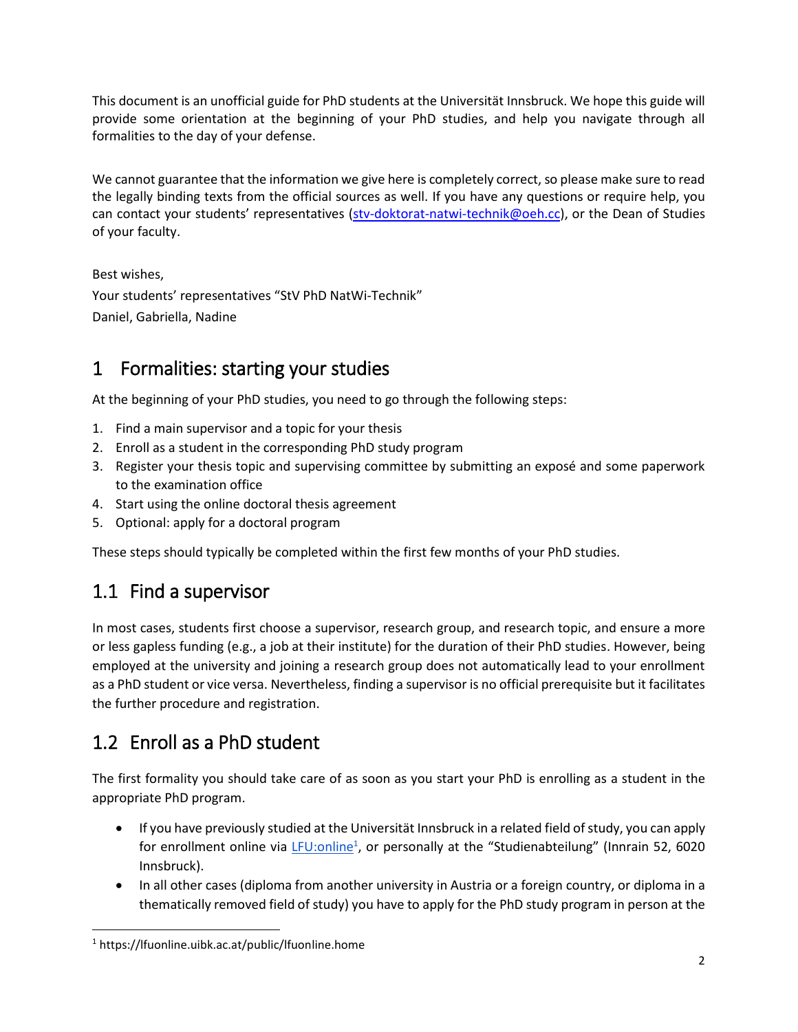This document is an unofficial guide for PhD students at the Universität Innsbruck. We hope this guide will provide some orientation at the beginning of your PhD studies, and help you navigate through all formalities to the day of your defense.

We cannot guarantee that the information we give here is completely correct, so please make sure to read the legally binding texts from the official sources as well. If you have any questions or require help, you can contact your students' representatives (stv-doktorat-natwi-technik@oeh.cc), or the Dean of Studies of your faculty.

Best wishes,
Your students' representatives "StV PhD NatWi-Technik"
Daniel, Gabriella, Nadine

# 1 Formalities: starting your studies

At the beginning of your PhD studies, you need to go through the following steps:

1. Find a main supervisor and a topic for your thesis
2. Enroll as a student in the corresponding PhD study program
3. Register your thesis topic and supervising committee by submitting an exposé and some paperwork to the examination office
4. Start using the online doctoral thesis agreement
5. Optional: apply for a doctoral program

These steps should typically be completed within the first few months of your PhD studies.

## 1.1 Find a supervisor

In most cases, students first choose a supervisor, research group, and research topic, and ensure a more or less gapless funding (e.g., a job at their institute) for the duration of their PhD studies. However, being employed at the university and joining a research group does not automatically lead to your enrollment as a PhD student or vice versa. Nevertheless, finding a supervisor is no official prerequisite but it facilitates the further procedure and registration.

## 1.2 Enroll as a PhD student

The first formality you should take care of as soon as you start your PhD is enrolling as a student in the appropriate PhD program.

- If you have previously studied at the Universität Innsbruck in a related field of study, you can apply for enrollment online via LFU:online[1], or personally at the "Studienabteilung" (Innrain 52, 6020 Innsbruck).
- In all other cases (diploma from another university in Austria or a foreign country, or diploma in a thematically removed field of study) you have to apply for the PhD study program in person at the

[1] https://lfuonline.uibk.ac.at/public/lfuonline.home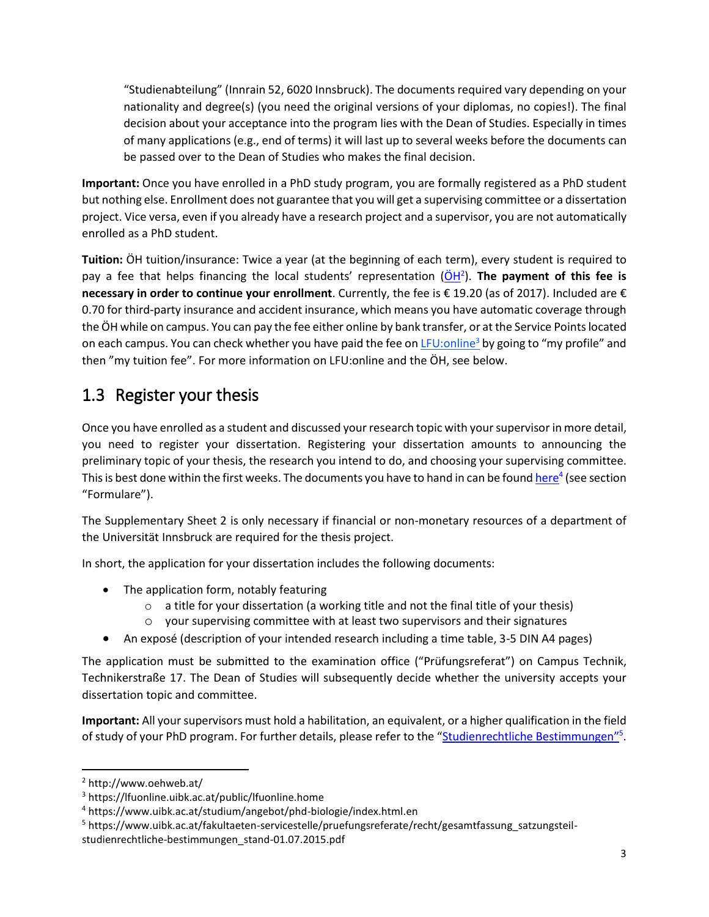"Studienabteilung" (Innrain 52, 6020 Innsbruck). The documents required vary depending on your nationality and degree(s) (you need the original versions of your diplomas, no copies!). The final decision about your acceptance into the program lies with the Dean of Studies. Especially in times of many applications (e.g., end of terms) it will last up to several weeks before the documents can be passed over to the Dean of Studies who makes the final decision.

**Important:** Once you have enrolled in a PhD study program, you are formally registered as a PhD student but nothing else. Enrollment does not guarantee that you will get a supervising committee or a dissertation project. Vice versa, even if you already have a research project and a supervisor, you are not automatically enrolled as a PhD student.

**Tuition:** ÖH tuition/insurance: Twice a year (at the beginning of each term), every student is required to pay a fee that helps financing the local students' representation (ÖH[2]). **The payment of this fee is necessary in order to continue your enrollment**. Currently, the fee is € 19.20 (as of 2017). Included are € 0.70 for third-party insurance and accident insurance, which means you have automatic coverage through the ÖH while on campus. You can pay the fee either online by bank transfer, or at the Service Points located on each campus. You can check whether you have paid the fee on LFU:online[3] by going to "my profile" and then "my tuition fee". For more information on LFU:online and the ÖH, see below.

## 1.3 Register your thesis

Once you have enrolled as a student and discussed your research topic with your supervisor in more detail, you need to register your dissertation. Registering your dissertation amounts to announcing the preliminary topic of your thesis, the research you intend to do, and choosing your supervising committee. This is best done within the first weeks. The documents you have to hand in can be found here[4] (see section "Formulare").

The Supplementary Sheet 2 is only necessary if financial or non-monetary resources of a department of the Universität Innsbruck are required for the thesis project.

In short, the application for your dissertation includes the following documents:

- The application form, notably featuring
  - a title for your dissertation (a working title and not the final title of your thesis)
  - your supervising committee with at least two supervisors and their signatures
- An exposé (description of your intended research including a time table, 3-5 DIN A4 pages)

The application must be submitted to the examination office ("Prüfungsreferat") on Campus Technik, Technikerstraße 17. The Dean of Studies will subsequently decide whether the university accepts your dissertation topic and committee.

**Important:** All your supervisors must hold a habilitation, an equivalent, or a higher qualification in the field of study of your PhD program. For further details, please refer to the "Studienrechtliche Bestimmungen"[5].

---

[2] http://www.oehweb.at/

[3] https://lfuonline.uibk.ac.at/public/lfuonline.home

[4] https://www.uibk.ac.at/studium/angebot/phd-biologie/index.html.en

[5] https://www.uibk.ac.at/fakultaeten-servicestelle/pruefungsreferate/recht/gesamtfassung_satzungsteil-studienrechtliche-bestimmungen_stand-01.07.2015.pdf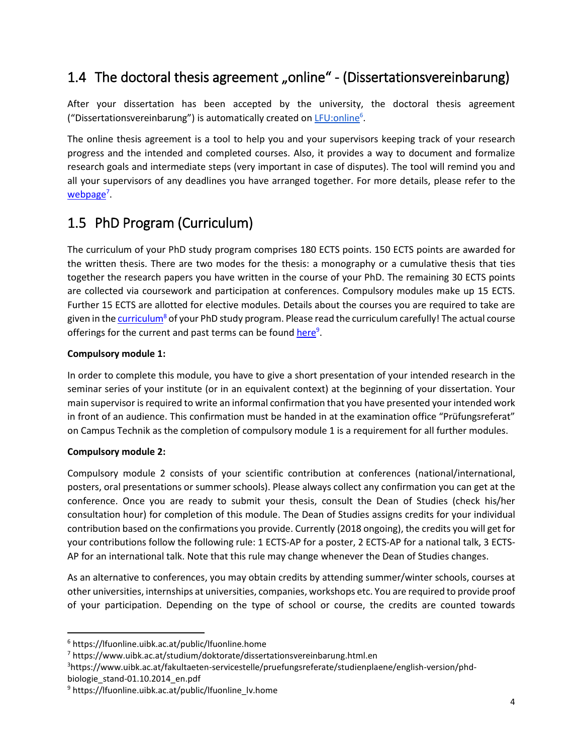## 1.4 The doctoral thesis agreement „online" - (Dissertationsvereinbarung)

After your dissertation has been accepted by the university, the doctoral thesis agreement ("Dissertationsvereinbarung") is automatically created on LFU:online[6].

The online thesis agreement is a tool to help you and your supervisors keeping track of your research progress and the intended and completed courses. Also, it provides a way to document and formalize research goals and intermediate steps (very important in case of disputes). The tool will remind you and all your supervisors of any deadlines you have arranged together. For more details, please refer to the webpage[7].

## 1.5 PhD Program (Curriculum)

The curriculum of your PhD study program comprises 180 ECTS points. 150 ECTS points are awarded for the written thesis. There are two modes for the thesis: a monography or a cumulative thesis that ties together the research papers you have written in the course of your PhD. The remaining 30 ECTS points are collected via coursework and participation at conferences. Compulsory modules make up 15 ECTS. Further 15 ECTS are allotted for elective modules. Details about the courses you are required to take are given in the curriculum[8] of your PhD study program. Please read the curriculum carefully! The actual course offerings for the current and past terms can be found here[9].

**Compulsory module 1:**

In order to complete this module, you have to give a short presentation of your intended research in the seminar series of your institute (or in an equivalent context) at the beginning of your dissertation. Your main supervisor is required to write an informal confirmation that you have presented your intended work in front of an audience. This confirmation must be handed in at the examination office "Prüfungsreferat" on Campus Technik as the completion of compulsory module 1 is a requirement for all further modules.

**Compulsory module 2:**

Compulsory module 2 consists of your scientific contribution at conferences (national/international, posters, oral presentations or summer schools). Please always collect any confirmation you can get at the conference. Once you are ready to submit your thesis, consult the Dean of Studies (check his/her consultation hour) for completion of this module. The Dean of Studies assigns credits for your individual contribution based on the confirmations you provide. Currently (2018 ongoing), the credits you will get for your contributions follow the following rule: 1 ECTS-AP for a poster, 2 ECTS-AP for a national talk, 3 ECTS-AP for an international talk. Note that this rule may change whenever the Dean of Studies changes.

As an alternative to conferences, you may obtain credits by attending summer/winter schools, courses at other universities, internships at universities, companies, workshops etc. You are required to provide proof of your participation. Depending on the type of school or course, the credits are counted towards

---

[6] https://lfuonline.uibk.ac.at/public/lfuonline.home

[7] https://www.uibk.ac.at/studium/doktorate/dissertationsvereinbarung.html.en

[3] https://www.uibk.ac.at/fakultaeten-servicestelle/pruefungsreferate/studienplaene/english-version/phd-biologie_stand-01.10.2014_en.pdf

[9] https://lfuonline.uibk.ac.at/public/lfuonline_lv.home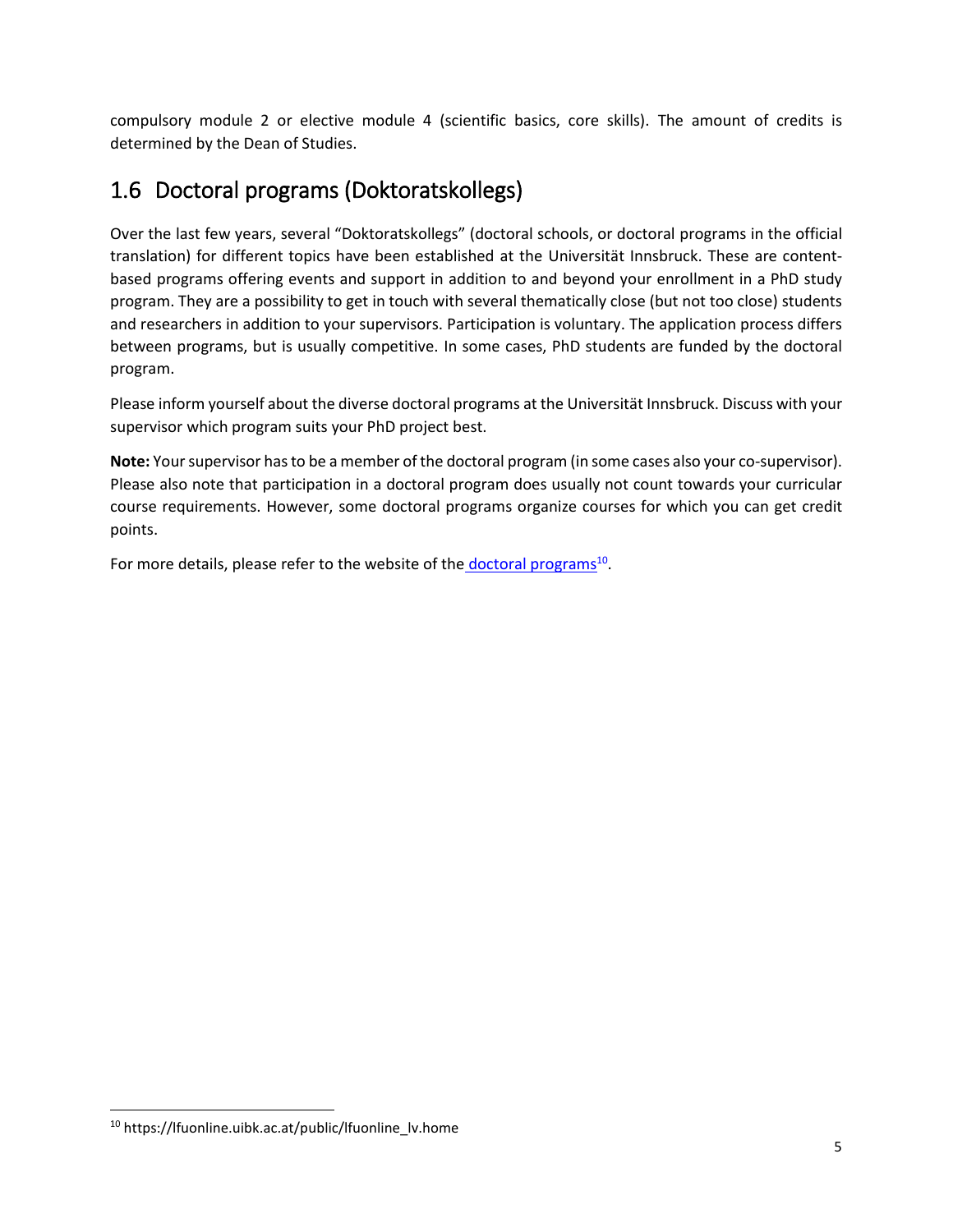compulsory module 2 or elective module 4 (scientific basics, core skills). The amount of credits is determined by the Dean of Studies.

## 1.6 Doctoral programs (Doktoratskollegs)

Over the last few years, several "Doktoratskollegs" (doctoral schools, or doctoral programs in the official translation) for different topics have been established at the Universität Innsbruck. These are content-based programs offering events and support in addition to and beyond your enrollment in a PhD study program. They are a possibility to get in touch with several thematically close (but not too close) students and researchers in addition to your supervisors. Participation is voluntary. The application process differs between programs, but is usually competitive. In some cases, PhD students are funded by the doctoral program.

Please inform yourself about the diverse doctoral programs at the Universität Innsbruck. Discuss with your supervisor which program suits your PhD project best.

**Note:** Your supervisor has to be a member of the doctoral program (in some cases also your co-supervisor). Please also note that participation in a doctoral program does usually not count towards your curricular course requirements. However, some doctoral programs organize courses for which you can get credit points.

For more details, please refer to the website of the doctoral programs[10].

[10] https://lfuonline.uibk.ac.at/public/lfuonline_lv.home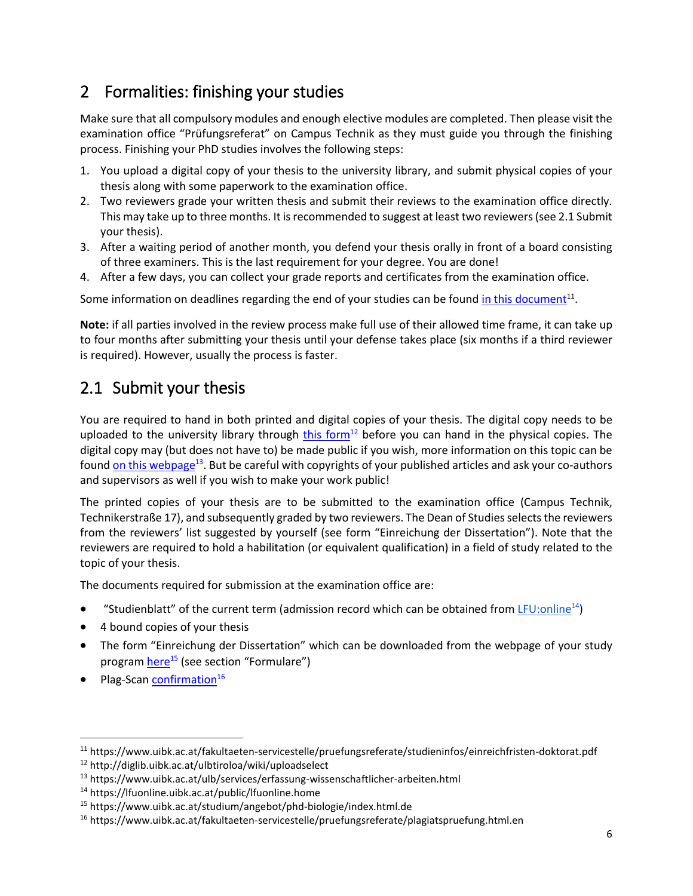# 2 Formalities: finishing your studies

Make sure that all compulsory modules and enough elective modules are completed. Then please visit the examination office "Prüfungsreferat" on Campus Technik as they must guide you through the finishing process. Finishing your PhD studies involves the following steps:

1. You upload a digital copy of your thesis to the university library, and submit physical copies of your thesis along with some paperwork to the examination office.
2. Two reviewers grade your written thesis and submit their reviews to the examination office directly. This may take up to three months. It is recommended to suggest at least two reviewers (see 2.1 Submit your thesis).
3. After a waiting period of another month, you defend your thesis orally in front of a board consisting of three examiners. This is the last requirement for your degree. You are done!
4. After a few days, you can collect your grade reports and certificates from the examination office.

Some information on deadlines regarding the end of your studies can be found in this document[11].

**Note:** if all parties involved in the review process make full use of their allowed time frame, it can take up to four months after submitting your thesis until your defense takes place (six months if a third reviewer is required). However, usually the process is faster.

## 2.1 Submit your thesis

You are required to hand in both printed and digital copies of your thesis. The digital copy needs to be uploaded to the university library through this form[12] before you can hand in the physical copies. The digital copy may (but does not have to) be made public if you wish, more information on this topic can be found on this webpage[13]. But be careful with copyrights of your published articles and ask your co-authors and supervisors as well if you wish to make your work public!

The printed copies of your thesis are to be submitted to the examination office (Campus Technik, Technikerstraße 17), and subsequently graded by two reviewers. The Dean of Studies selects the reviewers from the reviewers' list suggested by yourself (see form "Einreichung der Dissertation"). Note that the reviewers are required to hold a habilitation (or equivalent qualification) in a field of study related to the topic of your thesis.

The documents required for submission at the examination office are:

- "Studienblatt" of the current term (admission record which can be obtained from LFU:online[14])
- 4 bound copies of your thesis
- The form "Einreichung der Dissertation" which can be downloaded from the webpage of your study program here[15] (see section "Formulare")
- Plag-Scan confirmation[16]

---

[11] https://www.uibk.ac.at/fakultaeten-servicestelle/pruefungsreferate/studieninfos/einreichfristen-doktorat.pdf
[12] http://diglib.uibk.ac.at/ulbtiroloa/wiki/uploadselect
[13] https://www.uibk.ac.at/ulb/services/erfassung-wissenschaftlicher-arbeiten.html
[14] https://lfuonline.uibk.ac.at/public/lfuonline.home
[15] https://www.uibk.ac.at/studium/angebot/phd-biologie/index.html.de
[16] https://www.uibk.ac.at/fakultaeten-servicestelle/pruefungsreferate/plagiatspruefung.html.en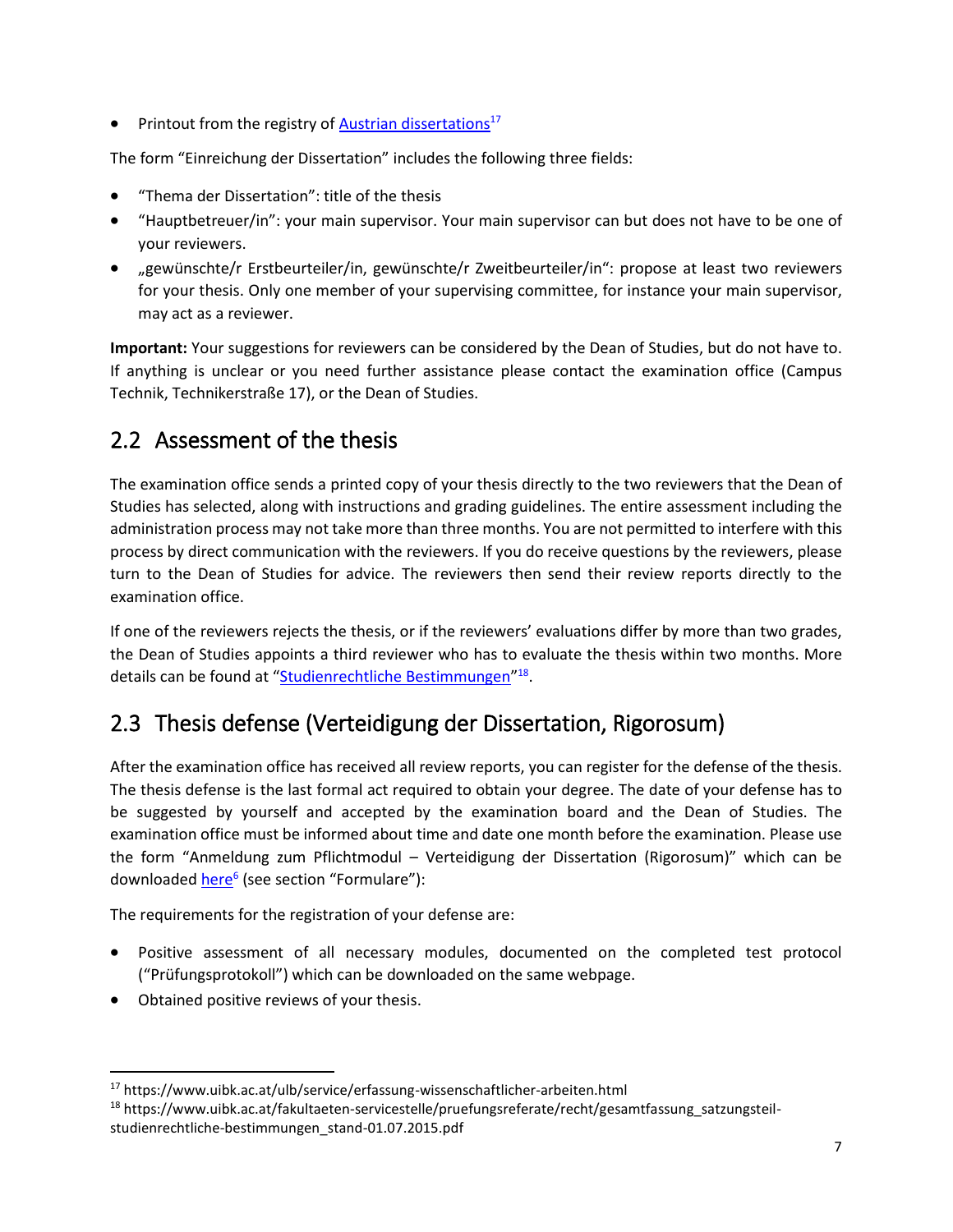- Printout from the registry of [Austrian dissertations](https://www.uibk.ac.at/ulb/service/erfassung-wissenschaftlicher-arbeiten.html)[17]

The form "Einreichung der Dissertation" includes the following three fields:

- "Thema der Dissertation": title of the thesis
- "Hauptbetreuer/in": your main supervisor. Your main supervisor can but does not have to be one of your reviewers.
- „gewünschte/r Erstbeurteiler/in, gewünschte/r Zweitbeurteiler/in": propose at least two reviewers for your thesis. Only one member of your supervising committee, for instance your main supervisor, may act as a reviewer.

**Important:** Your suggestions for reviewers can be considered by the Dean of Studies, but do not have to. If anything is unclear or you need further assistance please contact the examination office (Campus Technik, Technikerstraße 17), or the Dean of Studies.

## 2.2 Assessment of the thesis

The examination office sends a printed copy of your thesis directly to the two reviewers that the Dean of Studies has selected, along with instructions and grading guidelines. The entire assessment including the administration process may not take more than three months. You are not permitted to interfere with this process by direct communication with the reviewers. If you do receive questions by the reviewers, please turn to the Dean of Studies for advice. The reviewers then send their review reports directly to the examination office.

If one of the reviewers rejects the thesis, or if the reviewers' evaluations differ by more than two grades, the Dean of Studies appoints a third reviewer who has to evaluate the thesis within two months. More details can be found at "[Studienrechtliche Bestimmungen](https://www.uibk.ac.at/fakultaeten-servicestelle/pruefungsreferate/recht/gesamtfassung_satzungsteil-studienrechtliche-bestimmungen_stand-01.07.2015.pdf)"[18].

## 2.3 Thesis defense (Verteidigung der Dissertation, Rigorosum)

After the examination office has received all review reports, you can register for the defense of the thesis. The thesis defense is the last formal act required to obtain your degree. The date of your defense has to be suggested by yourself and accepted by the examination board and the Dean of Studies. The examination office must be informed about time and date one month before the examination. Please use the form "Anmeldung zum Pflichtmodul – Verteidigung der Dissertation (Rigorosum)" which can be downloaded here[6] (see section "Formulare"):

The requirements for the registration of your defense are:

- Positive assessment of all necessary modules, documented on the completed test protocol ("Prüfungsprotokoll") which can be downloaded on the same webpage.
- Obtained positive reviews of your thesis.

---

[17] https://www.uibk.ac.at/ulb/service/erfassung-wissenschaftlicher-arbeiten.html

[18] https://www.uibk.ac.at/fakultaeten-servicestelle/pruefungsreferate/recht/gesamtfassung_satzungsteil-studienrechtliche-bestimmungen_stand-01.07.2015.pdf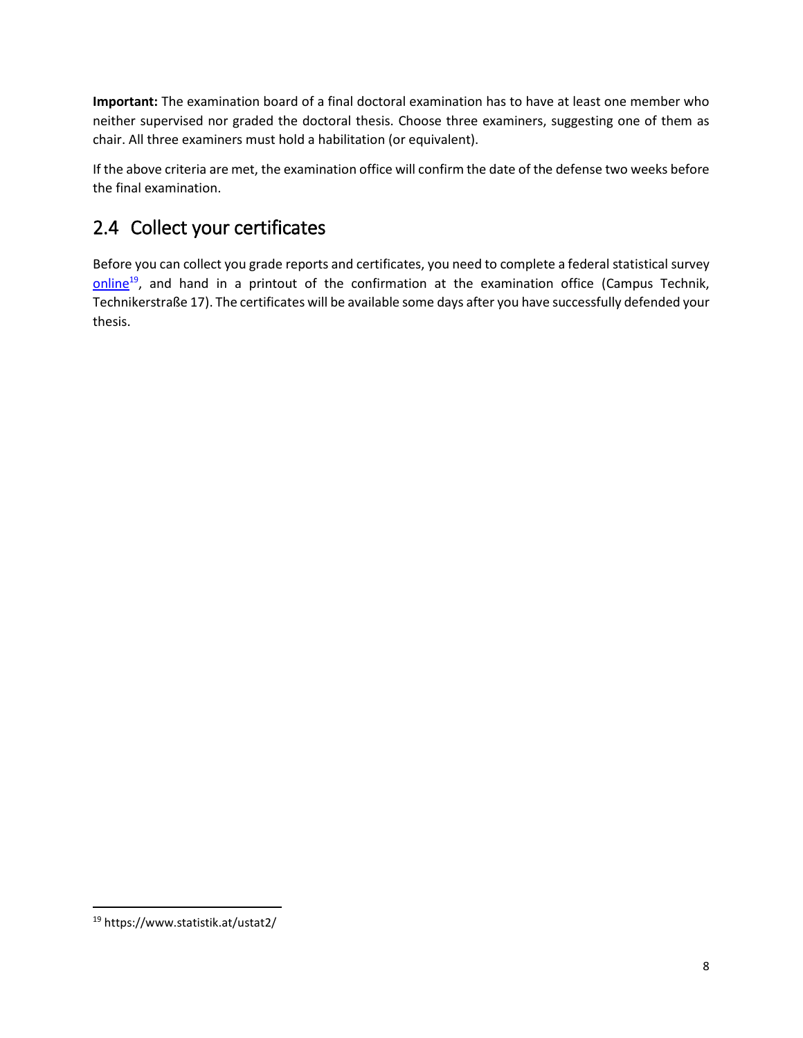**Important:** The examination board of a final doctoral examination has to have at least one member who neither supervised nor graded the doctoral thesis. Choose three examiners, suggesting one of them as chair. All three examiners must hold a habilitation (or equivalent).

If the above criteria are met, the examination office will confirm the date of the defense two weeks before the final examination.

## 2.4 Collect your certificates

Before you can collect you grade reports and certificates, you need to complete a federal statistical survey online[19], and hand in a printout of the confirmation at the examination office (Campus Technik, Technikerstraße 17). The certificates will be available some days after you have successfully defended your thesis.

[19] https://www.statistik.at/ustat2/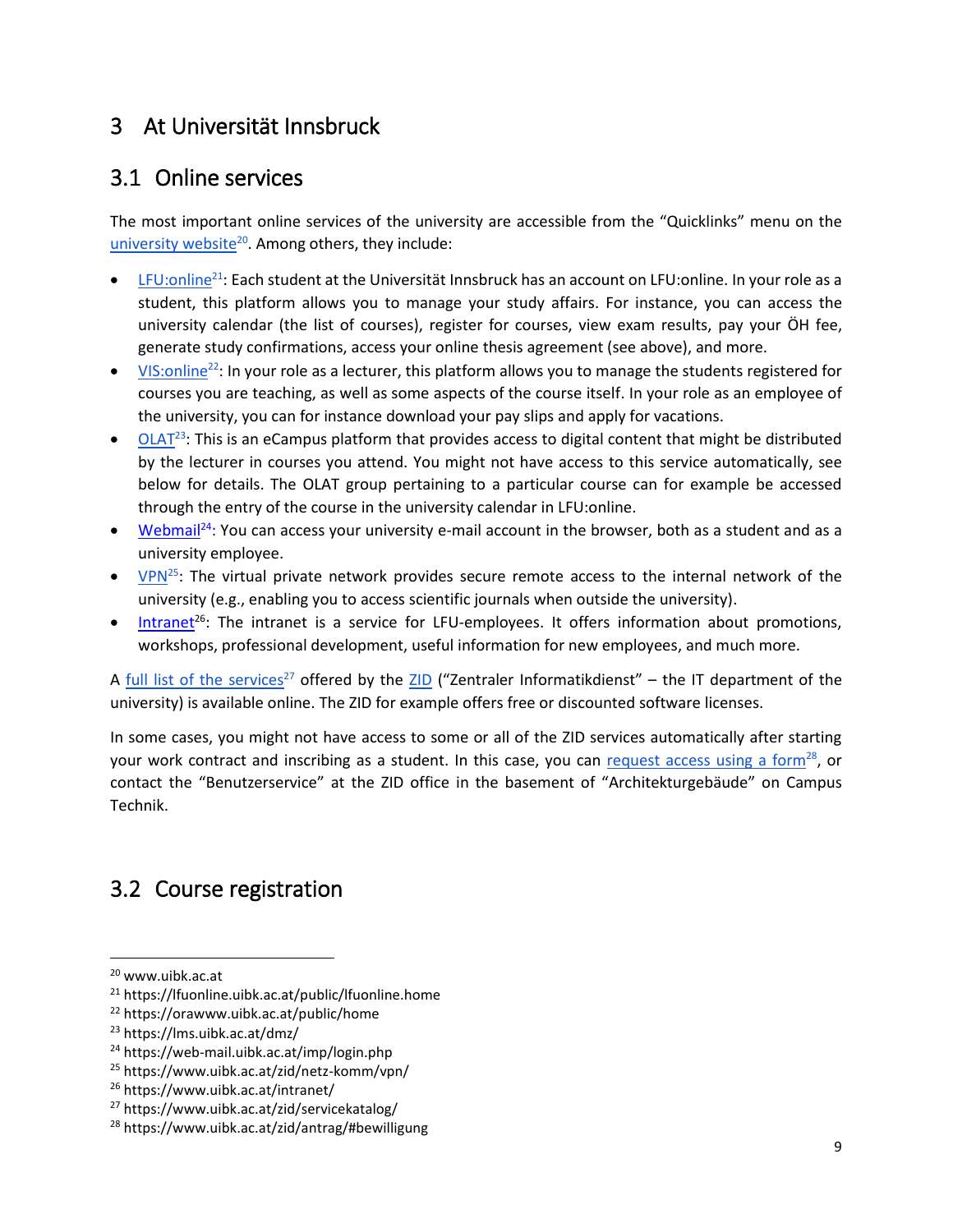# 3 At Universität Innsbruck

## 3.1 Online services

The most important online services of the university are accessible from the "Quicklinks" menu on the university website[20]. Among others, they include:

- LFU:online[21]: Each student at the Universität Innsbruck has an account on LFU:online. In your role as a student, this platform allows you to manage your study affairs. For instance, you can access the university calendar (the list of courses), register for courses, view exam results, pay your ÖH fee, generate study confirmations, access your online thesis agreement (see above), and more.
- VIS:online[22]: In your role as a lecturer, this platform allows you to manage the students registered for courses you are teaching, as well as some aspects of the course itself. In your role as an employee of the university, you can for instance download your pay slips and apply for vacations.
- OLAT[23]: This is an eCampus platform that provides access to digital content that might be distributed by the lecturer in courses you attend. You might not have access to this service automatically, see below for details. The OLAT group pertaining to a particular course can for example be accessed through the entry of the course in the university calendar in LFU:online.
- Webmail[24]: You can access your university e-mail account in the browser, both as a student and as a university employee.
- VPN[25]: The virtual private network provides secure remote access to the internal network of the university (e.g., enabling you to access scientific journals when outside the university).
- Intranet[26]: The intranet is a service for LFU-employees. It offers information about promotions, workshops, professional development, useful information for new employees, and much more.

A full list of the services[27] offered by the ZID ("Zentraler Informatikdienst" – the IT department of the university) is available online. The ZID for example offers free or discounted software licenses.

In some cases, you might not have access to some or all of the ZID services automatically after starting your work contract and inscribing as a student. In this case, you can request access using a form[28], or contact the "Benutzerservice" at the ZID office in the basement of "Architekturgebäude" on Campus Technik.

## 3.2 Course registration

---

[20] www.uibk.ac.at
[21] https://lfuonline.uibk.ac.at/public/lfuonline.home
[22] https://orawww.uibk.ac.at/public/home
[23] https://lms.uibk.ac.at/dmz/
[24] https://web-mail.uibk.ac.at/imp/login.php
[25] https://www.uibk.ac.at/zid/netz-komm/vpn/
[26] https://www.uibk.ac.at/intranet/
[27] https://www.uibk.ac.at/zid/servicekatalog/
[28] https://www.uibk.ac.at/zid/antrag/#bewilligung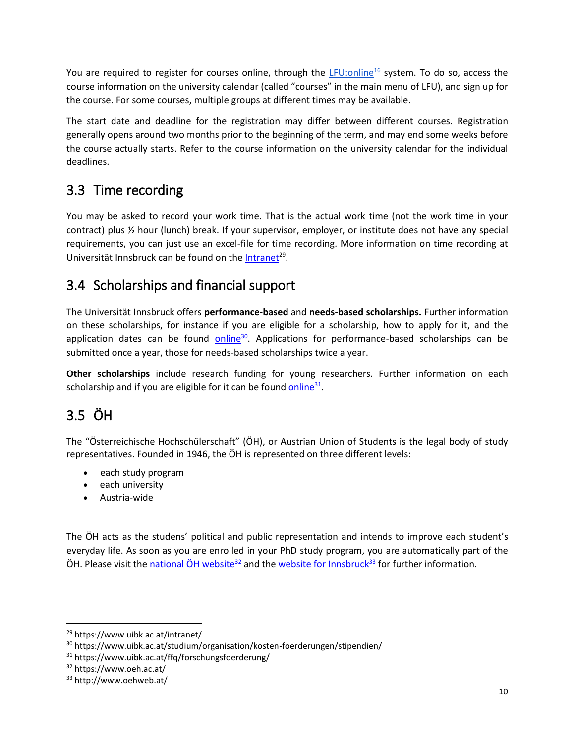You are required to register for courses online, through the LFU:online[16] system. To do so, access the course information on the university calendar (called "courses" in the main menu of LFU), and sign up for the course. For some courses, multiple groups at different times may be available.

The start date and deadline for the registration may differ between different courses. Registration generally opens around two months prior to the beginning of the term, and may end some weeks before the course actually starts. Refer to the course information on the university calendar for the individual deadlines.

## 3.3 Time recording

You may be asked to record your work time. That is the actual work time (not the work time in your contract) plus ½ hour (lunch) break. If your supervisor, employer, or institute does not have any special requirements, you can just use an excel-file for time recording. More information on time recording at Universität Innsbruck can be found on the Intranet[29].

## 3.4 Scholarships and financial support

The Universität Innsbruck offers **performance-based** and **needs-based scholarships.** Further information on these scholarships, for instance if you are eligible for a scholarship, how to apply for it, and the application dates can be found online[30]. Applications for performance-based scholarships can be submitted once a year, those for needs-based scholarships twice a year.

**Other scholarships** include research funding for young researchers. Further information on each scholarship and if you are eligible for it can be found online[31].

## 3.5 ÖH

The "Österreichische Hochschülerschaft" (ÖH), or Austrian Union of Students is the legal body of study representatives. Founded in 1946, the ÖH is represented on three different levels:

- each study program
- each university
- Austria-wide

The ÖH acts as the studens' political and public representation and intends to improve each student's everyday life. As soon as you are enrolled in your PhD study program, you are automatically part of the ÖH. Please visit the national ÖH website[32] and the website for Innsbruck[33] for further information.

---

[29] https://www.uibk.ac.at/intranet/

[30] https://www.uibk.ac.at/studium/organisation/kosten-foerderungen/stipendien/

[31] https://www.uibk.ac.at/ffq/forschungsfoerderung/

[32] https://www.oeh.ac.at/

[33] http://www.oehweb.at/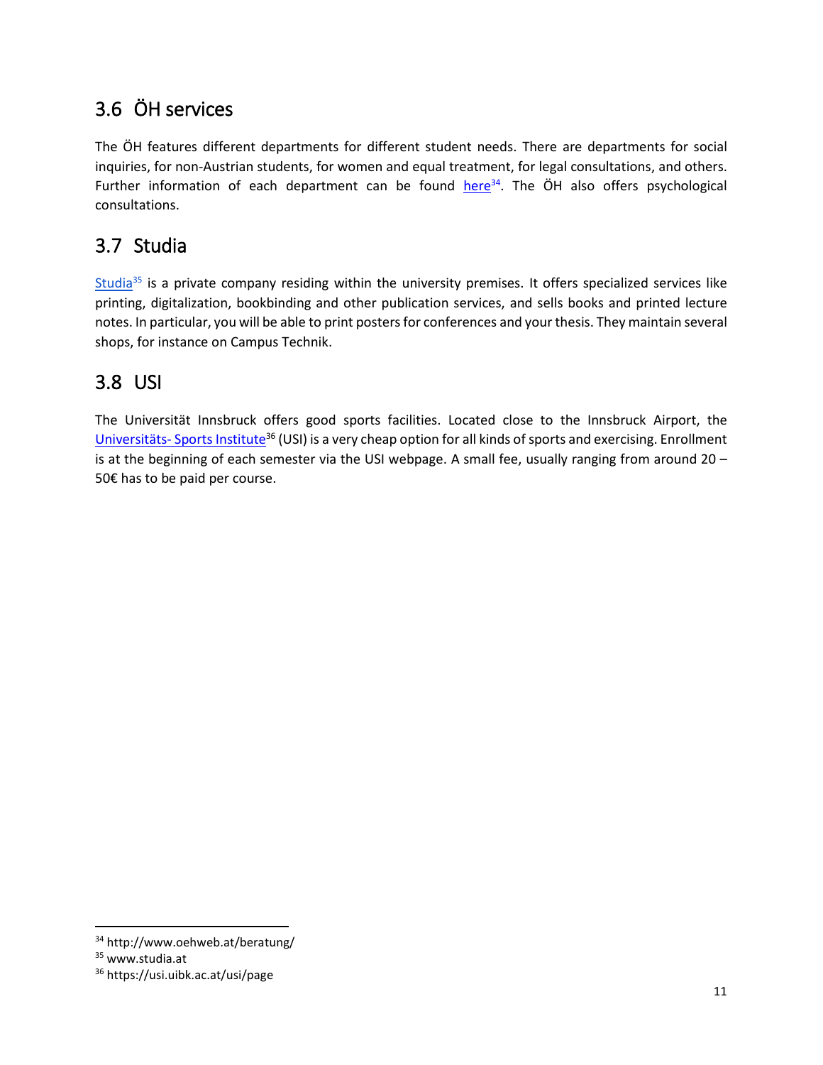## 3.6 ÖH services

The ÖH features different departments for different student needs. There are departments for social inquiries, for non-Austrian students, for women and equal treatment, for legal consultations, and others. Further information of each department can be found here[34]. The ÖH also offers psychological consultations.

## 3.7 Studia

Studia[35] is a private company residing within the university premises. It offers specialized services like printing, digitalization, bookbinding and other publication services, and sells books and printed lecture notes. In particular, you will be able to print posters for conferences and your thesis. They maintain several shops, for instance on Campus Technik.

## 3.8 USI

The Universität Innsbruck offers good sports facilities. Located close to the Innsbruck Airport, the Universitäts- Sports Institute[36] (USI) is a very cheap option for all kinds of sports and exercising. Enrollment is at the beginning of each semester via the USI webpage. A small fee, usually ranging from around 20 – 50€ has to be paid per course.

---

[34] http://www.oehweb.at/beratung/

[35] www.studia.at

[36] https://usi.uibk.ac.at/usi/page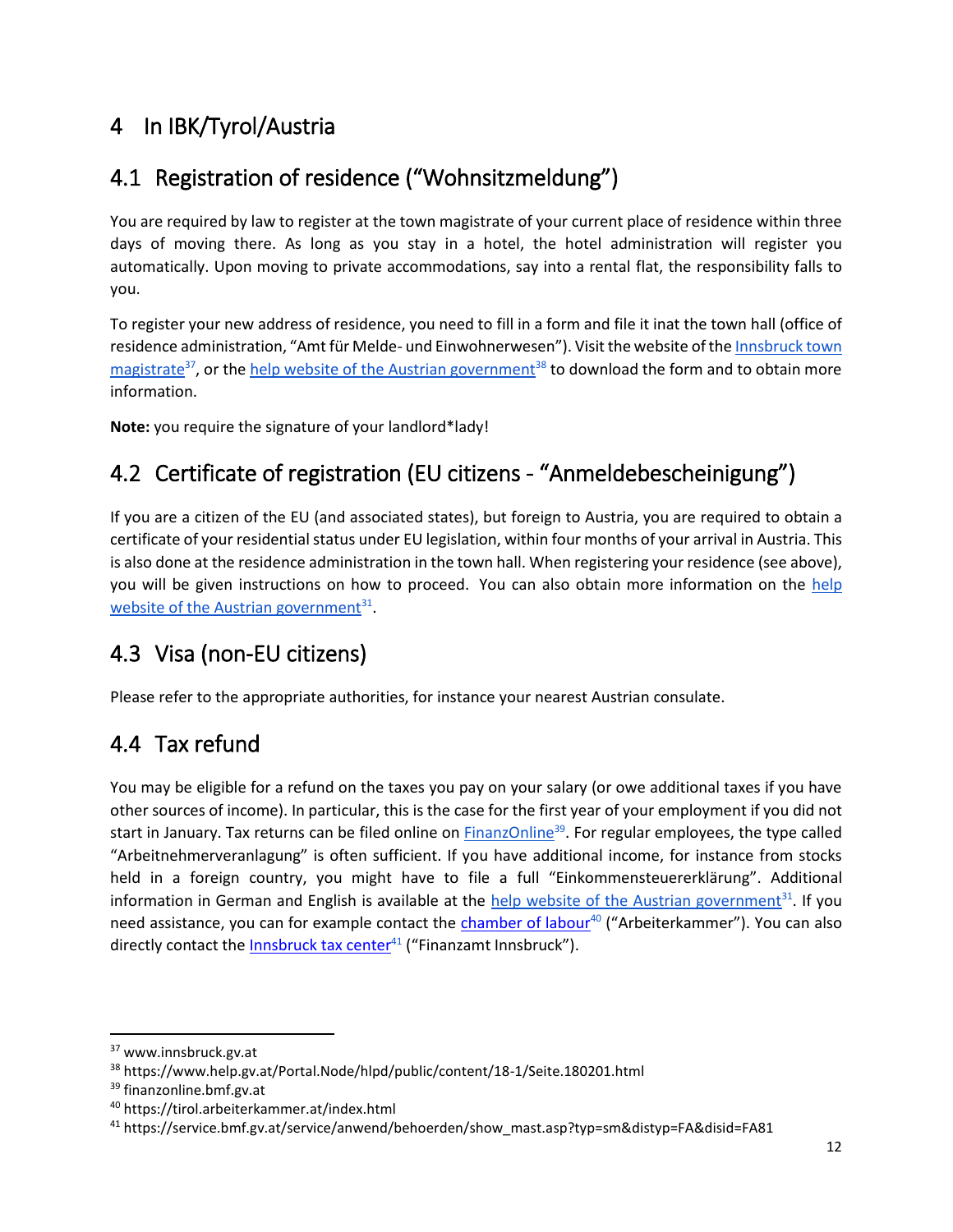# 4 In IBK/Tyrol/Austria

## 4.1 Registration of residence (“Wohnsitzmeldung”)

You are required by law to register at the town magistrate of your current place of residence within three days of moving there. As long as you stay in a hotel, the hotel administration will register you automatically. Upon moving to private accommodations, say into a rental flat, the responsibility falls to you.

To register your new address of residence, you need to fill in a form and file it inat the town hall (office of residence administration, “Amt für Melde- und Einwohnerwesen”). Visit the website of the Innsbruck town magistrate[37], or the help website of the Austrian government[38] to download the form and to obtain more information.

**Note:** you require the signature of your landlord*lady!

## 4.2 Certificate of registration (EU citizens - “Anmeldebescheinigung”)

If you are a citizen of the EU (and associated states), but foreign to Austria, you are required to obtain a certificate of your residential status under EU legislation, within four months of your arrival in Austria. This is also done at the residence administration in the town hall. When registering your residence (see above), you will be given instructions on how to proceed. You can also obtain more information on the help website of the Austrian government[31].

## 4.3 Visa (non-EU citizens)

Please refer to the appropriate authorities, for instance your nearest Austrian consulate.

## 4.4 Tax refund

You may be eligible for a refund on the taxes you pay on your salary (or owe additional taxes if you have other sources of income). In particular, this is the case for the first year of your employment if you did not start in January. Tax returns can be filed online on FinanzOnline[39]. For regular employees, the type called “Arbeitnehmerveranlagung” is often sufficient. If you have additional income, for instance from stocks held in a foreign country, you might have to file a full “Einkommensteuererklärung”. Additional information in German and English is available at the help website of the Austrian government[31]. If you need assistance, you can for example contact the chamber of labour[40] (“Arbeiterkammer”). You can also directly contact the Innsbruck tax center[41] (“Finanzamt Innsbruck”).

---

[37] www.innsbruck.gv.at

[38] https://www.help.gv.at/Portal.Node/hlpd/public/content/18-1/Seite.180201.html

[39] finanzonline.bmf.gv.at

[40] https://tirol.arbeiterkammer.at/index.html

[41] https://service.bmf.gv.at/service/anwend/behoerden/show_mast.asp?typ=sm&distyp=FA&disid=FA81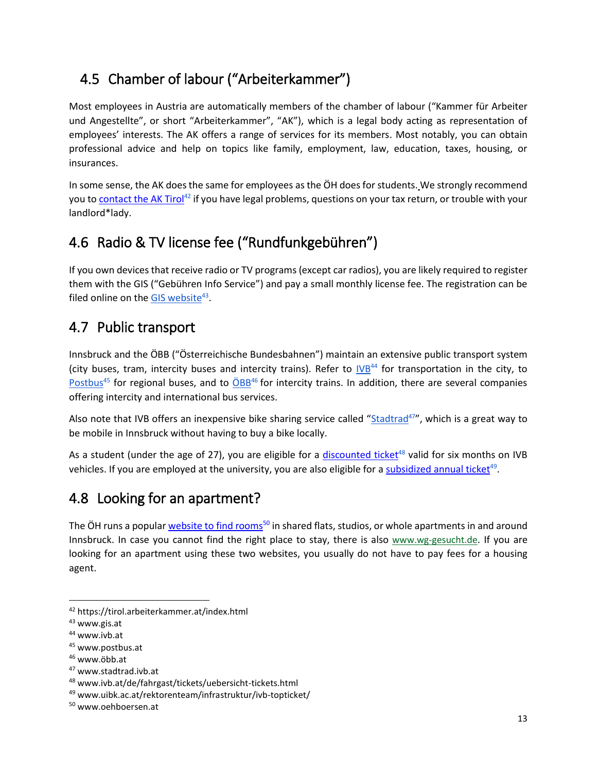## 4.5 Chamber of labour ("Arbeiterkammer")

Most employees in Austria are automatically members of the chamber of labour ("Kammer für Arbeiter und Angestellte", or short "Arbeiterkammer", "AK"), which is a legal body acting as representation of employees' interests. The AK offers a range of services for its members. Most notably, you can obtain professional advice and help on topics like family, employment, law, education, taxes, housing, or insurances.

In some sense, the AK does the same for employees as the ÖH does for students. We strongly recommend you to contact the AK Tirol[42] if you have legal problems, questions on your tax return, or trouble with your landlord*lady.

## 4.6 Radio & TV license fee ("Rundfunkgebühren")

If you own devices that receive radio or TV programs (except car radios), you are likely required to register them with the GIS ("Gebühren Info Service") and pay a small monthly license fee. The registration can be filed online on the GIS website[43].

## 4.7 Public transport

Innsbruck and the ÖBB ("Österreichische Bundesbahnen") maintain an extensive public transport system (city buses, tram, intercity buses and intercity trains). Refer to IVB[44] for transportation in the city, to Postbus[45] for regional buses, and to ÖBB[46] for intercity trains. In addition, there are several companies offering intercity and international bus services.

Also note that IVB offers an inexpensive bike sharing service called "Stadtrad[47]", which is a great way to be mobile in Innsbruck without having to buy a bike locally.

As a student (under the age of 27), you are eligible for a discounted ticket[48] valid for six months on IVB vehicles. If you are employed at the university, you are also eligible for a subsidized annual ticket[49].

## 4.8 Looking for an apartment?

The ÖH runs a popular website to find rooms[50] in shared flats, studios, or whole apartments in and around Innsbruck. In case you cannot find the right place to stay, there is also www.wg-gesucht.de. If you are looking for an apartment using these two websites, you usually do not have to pay fees for a housing agent.

---

[42] https://tirol.arbeiterkammer.at/index.html
[43] www.gis.at
[44] www.ivb.at
[45] www.postbus.at
[46] www.öbb.at
[47] www.stadtrad.ivb.at
[48] www.ivb.at/de/fahrgast/tickets/uebersicht-tickets.html
[49] www.uibk.ac.at/rektorenteam/infrastruktur/ivb-topticket/
[50] www.oehboersen.at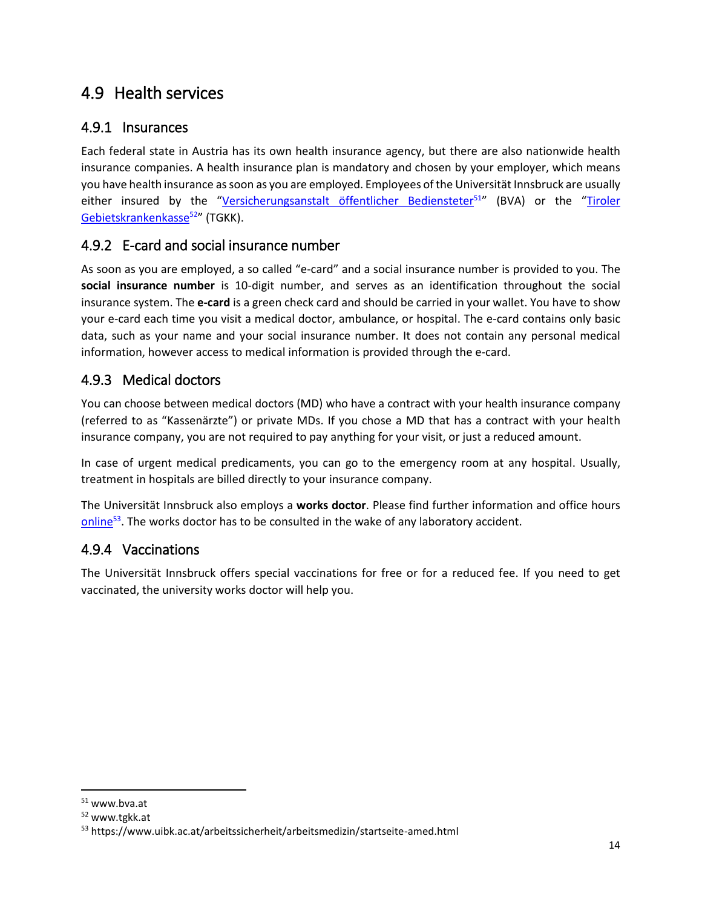## 4.9 Health services

### 4.9.1 Insurances

Each federal state in Austria has its own health insurance agency, but there are also nationwide health insurance companies. A health insurance plan is mandatory and chosen by your employer, which means you have health insurance as soon as you are employed. Employees of the Universität Innsbruck are usually either insured by the "Versicherungsanstalt öffentlicher Bediensteter[51]" (BVA) or the "Tiroler Gebietskrankenkasse[52]" (TGKK).

### 4.9.2 E-card and social insurance number

As soon as you are employed, a so called "e-card" and a social insurance number is provided to you. The **social insurance number** is 10-digit number, and serves as an identification throughout the social insurance system. The **e-card** is a green check card and should be carried in your wallet. You have to show your e-card each time you visit a medical doctor, ambulance, or hospital. The e-card contains only basic data, such as your name and your social insurance number. It does not contain any personal medical information, however access to medical information is provided through the e-card.

### 4.9.3 Medical doctors

You can choose between medical doctors (MD) who have a contract with your health insurance company (referred to as "Kassenärzte") or private MDs. If you chose a MD that has a contract with your health insurance company, you are not required to pay anything for your visit, or just a reduced amount.

In case of urgent medical predicaments, you can go to the emergency room at any hospital. Usually, treatment in hospitals are billed directly to your insurance company.

The Universität Innsbruck also employs a **works doctor**. Please find further information and office hours online[53]. The works doctor has to be consulted in the wake of any laboratory accident.

### 4.9.4 Vaccinations

The Universität Innsbruck offers special vaccinations for free or for a reduced fee. If you need to get vaccinated, the university works doctor will help you.

---

[51] www.bva.at
[52] www.tgkk.at
[53] https://www.uibk.ac.at/arbeitssicherheit/arbeitsmedizin/startseite-amed.html